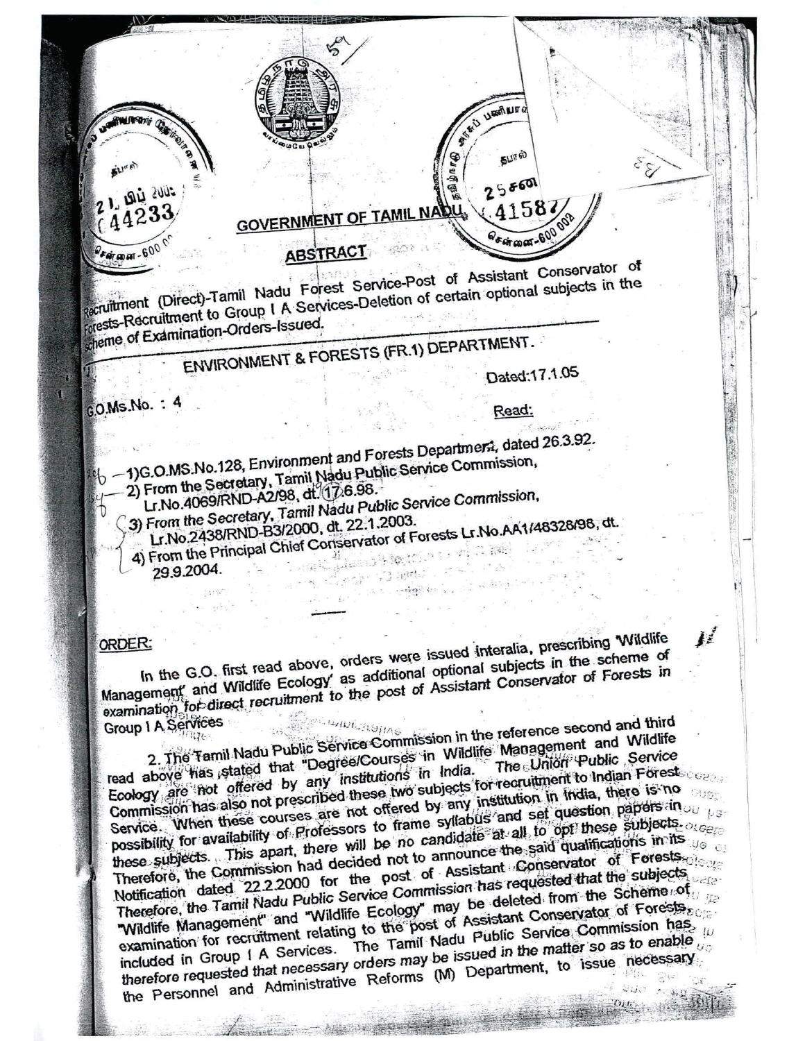## GOVERNMENT OF TAMIL NADU

### ABSTRACT

Recruitment (Direct)-Tamil Nadu Forest Service-Post of Assistant Conservator of Forests-Recruitment to Group I A Services-Deletion of certain optional subjects in the scheme of Examination-Orders-Issued.

---

### ENVIRONMENT & FORESTS (FR.1) DEPARTMENT.

G.O.Ms.No. : 4

Dated:17.1.05

Read:

1) G.O.MS.No.128, Environment and Forests Department, dated 26.3.92.
2) From the Secretary, Tamil Nadu Public Service Commission, Lr.No.4069/RND-A2/98, dt. 17.6.98.
3) From the Secretary, Tamil Nadu Public Service Commission, Lr.No.2438/RND-B3/2000, dt. 22.1.2003.
4) From the Principal Chief Conservator of Forests Lr.No.AA1/48328/98, dt. 29.9.2004.

---

**ORDER:**

In the G.O. first read above, orders were issued interalia, prescribing 'Wildlife Management' and Wildlife Ecology' as additional optional subjects in the scheme of examination for direct recruitment to the post of Assistant Conservator of Forests in Group I A Services

2. The Tamil Nadu Public Service Commission in the reference second and third read above has stated that "Degree/Courses in Wildlife Management and Wildlife Ecology are not offered by any institutions in India. The Union Public Service Commission has also not prescribed these two subjects for recruitment to Indian Forest Service. When these courses are not offered by any institution in India, there is no possibility for availability of Professors to frame syllabus and set question papers in these subjects. This apart, there will be no candidate at all to opt these subjects. Therefore, the Commission had decided not to announce the said qualifications in its Notification dated 22.2.2000 for the post of Assistant Conservator of Forests. Therefore, the Tamil Nadu Public Service Commission has requested that the subjects "Wildlife Management" and "Wildlife Ecology" may be deleted from the Scheme of examination for recruitment relating to the post of Assistant Conservator of Forests, included in Group I A Services. The Tamil Nadu Public Service Commission has therefore requested that necessary orders may be issued in the matter so as to enable the Personnel and Administrative Reforms (M) Department, to issue necessary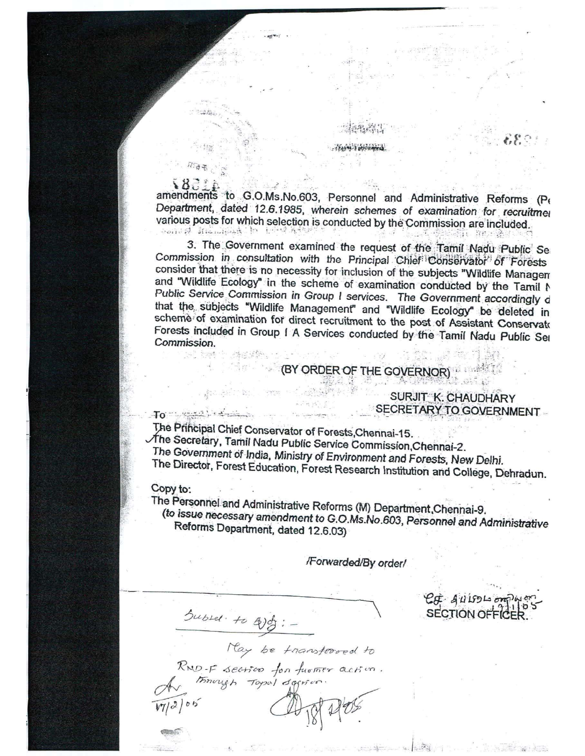amendments to G.O.Ms.No.603, Personnel and Administrative Reforms (P
Department, dated 12.6.1985, wherein schemes of examination for recruitme
various posts for which selection is conducted by the Commission are included.

3. The Government examined the request of the Tamil Nadu Public Se
Commission in consultation with the Principal Chief Conservator of Forests
consider that there is no necessity for inclusion of the subjects "Wildlife Managem
and "Wildlife Ecology" in the scheme of examination conducted by the Tamil N
Public Service Commission in Group I services. The Government accordingly d
that the subjects "Wildlife Management" and "Wildlife Ecology" be deleted in
scheme of examination for direct recruitment to the post of Assistant Conservato
Forests included in Group I A Services conducted by the Tamil Nadu Public Se
Commission.

(BY ORDER OF THE GOVERNOR)

SURJIT K. CHAUDHARY
SECRETARY TO GOVERNMENT

To

The Principal Chief Conservator of Forests, Chennai-15.
The Secretary, Tamil Nadu Public Service Commission, Chennai-2.
The Government of India, Ministry of Environment and Forests, New Delhi.
The Director, Forest Education, Forest Research Institution and College, Dehradun.

Copy to:
The Personnel and Administrative Reforms (M) Department, Chennai-9.
*(to issue necessary amendment to G.O.Ms.No.603, Personnel and Administrative Reforms Department, dated 12.6.03)*

*/Forwarded/By order/*

SECTION OFFICER.

Subject to ...:-

May be transferred to
RND-F section for further action.
Through Topal section.

17/2/05